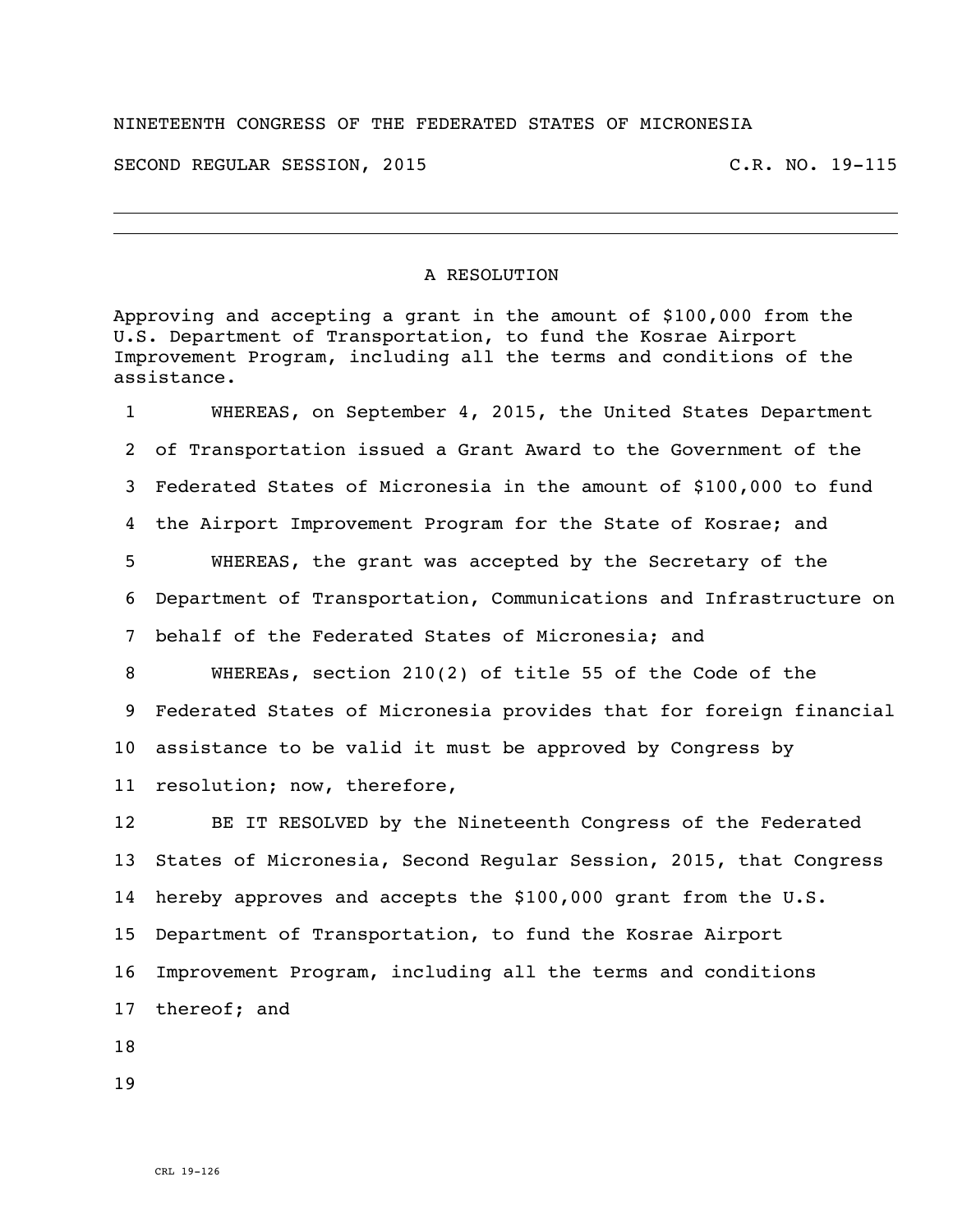NINETEENTH CONGRESS OF THE FEDERATED STATES OF MICRONESIA

SECOND REGULAR SESSION, 2015 C.R. NO. 19-115

---

A RESOLUTION

Approving and accepting a grant in the amount of $100,000 from the U.S. Department of Transportation, to fund the Kosrae Airport Improvement Program, including all the terms and conditions of the assistance.

1 WHEREAS, on September 4, 2015, the United States Department
2 of Transportation issued a Grant Award to the Government of the
3 Federated States of Micronesia in the amount of $100,000 to fund
4 the Airport Improvement Program for the State of Kosrae; and
5 WHEREAS, the grant was accepted by the Secretary of the
6 Department of Transportation, Communications and Infrastructure on
7 behalf of the Federated States of Micronesia; and
8 WHEREAs, section 210(2) of title 55 of the Code of the
9 Federated States of Micronesia provides that for foreign financial
10 assistance to be valid it must be approved by Congress by
11 resolution; now, therefore,
12 BE IT RESOLVED by the Nineteenth Congress of the Federated
13 States of Micronesia, Second Regular Session, 2015, that Congress
14 hereby approves and accepts the $100,000 grant from the U.S.
15 Department of Transportation, to fund the Kosrae Airport
16 Improvement Program, including all the terms and conditions
17 thereof; and
18
19

CRL 19-126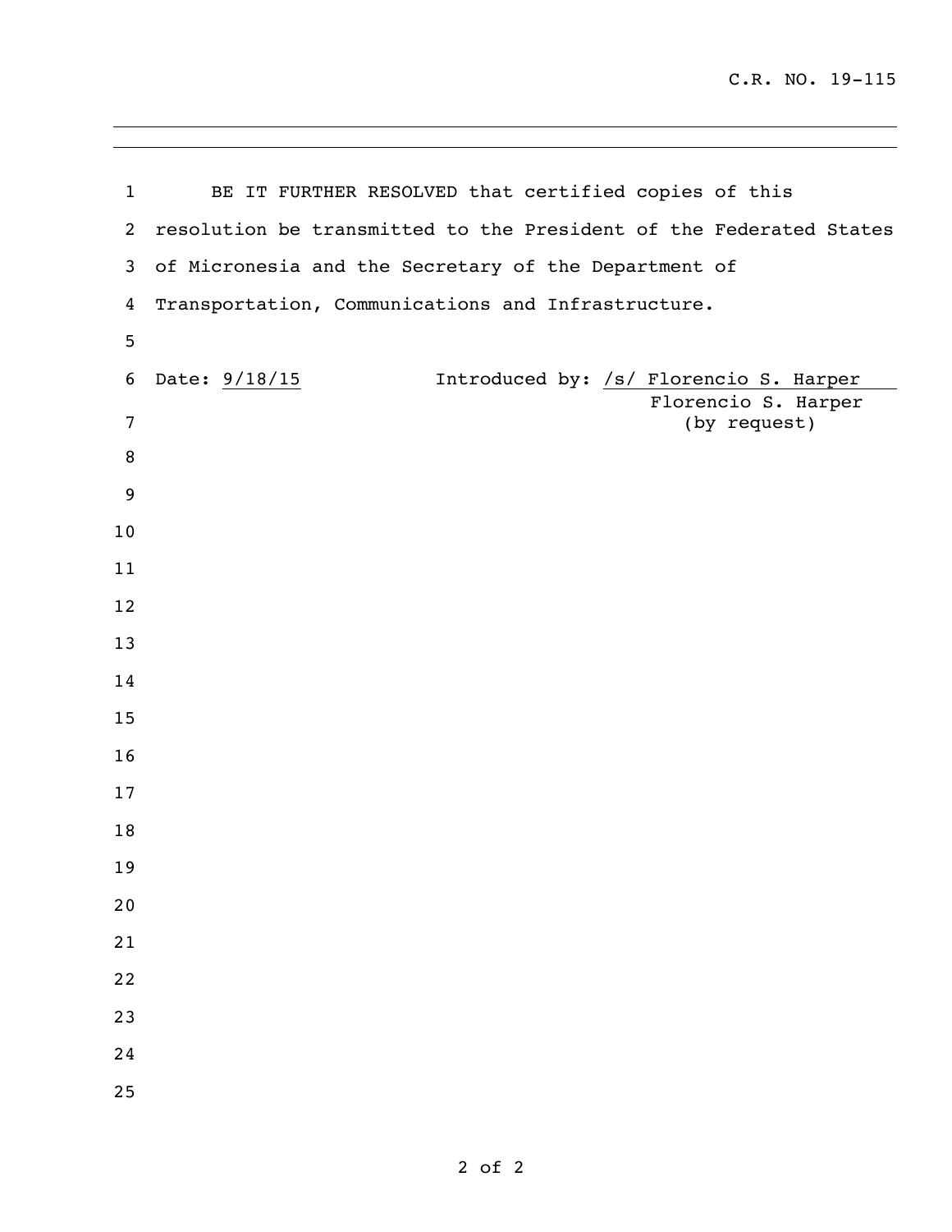BE IT FURTHER RESOLVED that certified copies of this resolution be transmitted to the President of the Federated States of Micronesia and the Secretary of the Department of Transportation, Communications and Infrastructure.

Date: 9/18/15 Introduced by: /s/ Florencio S. Harper

Florencio S. Harper
(by request)